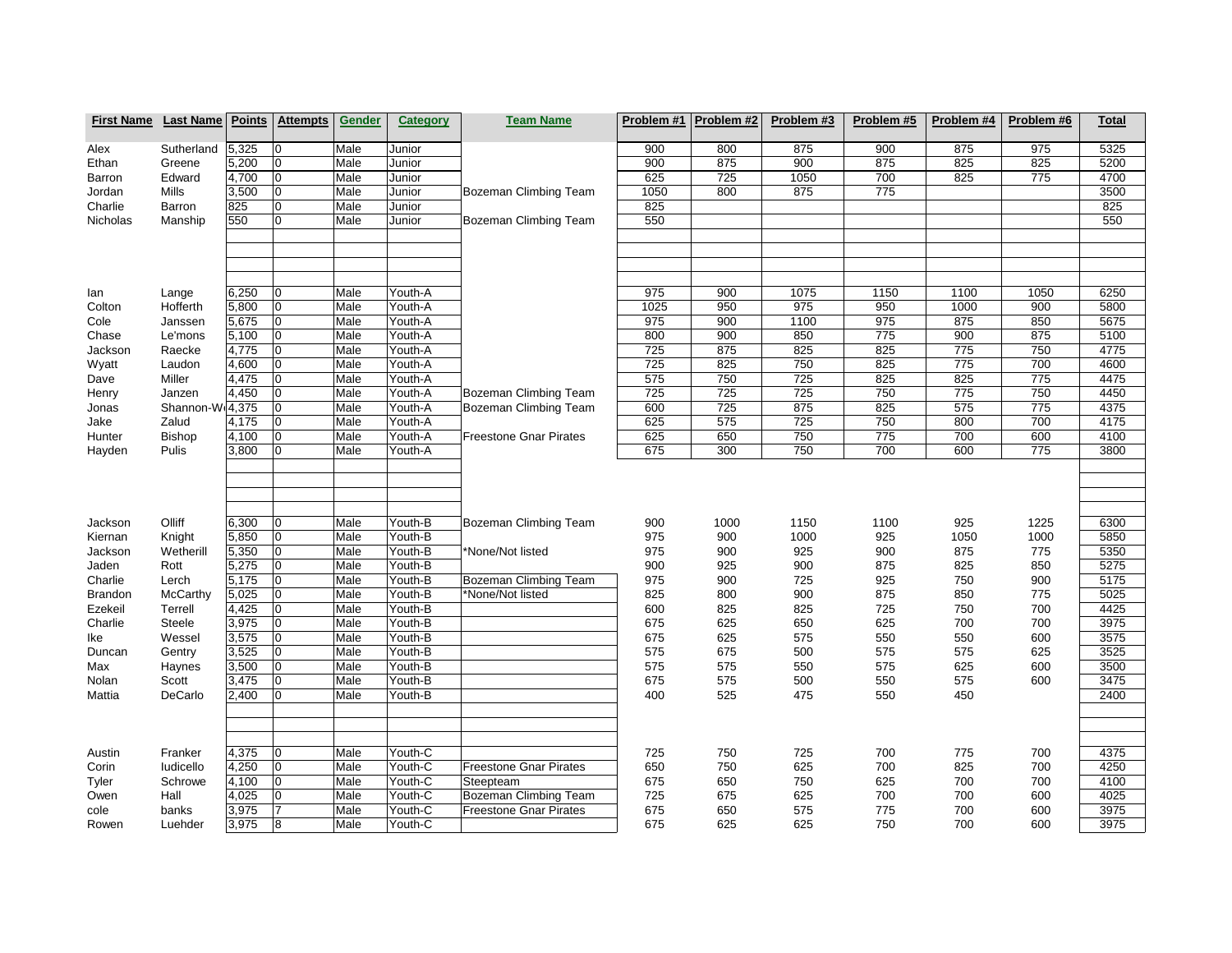| First Name | Last Name | Points | Attempts | Gender | Category | Team Name | Problem #1 | Problem #2 | Problem #3 | Problem #5 | Problem #4 | Problem #6 | Total |
|---|---|---|---|---|---|---|---|---|---|---|---|---|---|
| Alex | Sutherland | 5,325 | 0 | Male | Junior | | 900 | 800 | 875 | 900 | 875 | 975 | 5325 |
| Ethan | Greene | 5,200 | 0 | Male | Junior | | 900 | 875 | 900 | 875 | 825 | 825 | 5200 |
| Barron | Edward | 4,700 | 0 | Male | Junior | | 625 | 725 | 1050 | 700 | 825 | 775 | 4700 |
| Jordan | Mills | 3,500 | 0 | Male | Junior | Bozeman Climbing Team | 1050 | 800 | 875 | 775 | | | 3500 |
| Charlie | Barron | 825 | 0 | Male | Junior | | 825 | | | | | | 825 |
| Nicholas | Manship | 550 | 0 | Male | Junior | Bozeman Climbing Team | 550 | | | | | | 550 |
| | | | | | | | | | | | | | |
| Ian | Lange | 6,250 | 0 | Male | Youth-A | | 975 | 900 | 1075 | 1150 | 1100 | 1050 | 6250 |
| Colton | Hofferth | 5,800 | 0 | Male | Youth-A | | 1025 | 950 | 975 | 950 | 1000 | 900 | 5800 |
| Cole | Janssen | 5,675 | 0 | Male | Youth-A | | 975 | 900 | 1100 | 975 | 875 | 850 | 5675 |
| Chase | Le'mons | 5,100 | 0 | Male | Youth-A | | 800 | 900 | 850 | 775 | 900 | 875 | 5100 |
| Jackson | Raecke | 4,775 | 0 | Male | Youth-A | | 725 | 875 | 825 | 825 | 775 | 750 | 4775 |
| Wyatt | Laudon | 4,600 | 0 | Male | Youth-A | | 725 | 825 | 750 | 825 | 775 | 700 | 4600 |
| Dave | Miller | 4,475 | 0 | Male | Youth-A | | 575 | 750 | 725 | 825 | 825 | 775 | 4475 |
| Henry | Janzen | 4,450 | 0 | Male | Youth-A | Bozeman Climbing Team | 725 | 725 | 725 | 750 | 775 | 750 | 4450 |
| Jonas | Shannon-W | 4,375 | 0 | Male | Youth-A | Bozeman Climbing Team | 600 | 725 | 875 | 825 | 575 | 775 | 4375 |
| Jake | Zalud | 4,175 | 0 | Male | Youth-A | | 625 | 575 | 725 | 750 | 800 | 700 | 4175 |
| Hunter | Bishop | 4,100 | 0 | Male | Youth-A | Freestone Gnar Pirates | 625 | 650 | 750 | 775 | 700 | 600 | 4100 |
| Hayden | Pulis | 3,800 | 0 | Male | Youth-A | | 675 | 300 | 750 | 700 | 600 | 775 | 3800 |
| | | | | | | | | | | | | | |
| Jackson | Olliff | 6,300 | 0 | Male | Youth-B | Bozeman Climbing Team | 900 | 1000 | 1150 | 1100 | 925 | 1225 | 6300 |
| Kiernan | Knight | 5,850 | 0 | Male | Youth-B | | 975 | 900 | 1000 | 925 | 1050 | 1000 | 5850 |
| Jackson | Wetherill | 5,350 | 0 | Male | Youth-B | *None/Not listed | 975 | 900 | 925 | 900 | 875 | 775 | 5350 |
| Jaden | Rott | 5,275 | 0 | Male | Youth-B | | 900 | 925 | 900 | 875 | 825 | 850 | 5275 |
| Charlie | Lerch | 5,175 | 0 | Male | Youth-B | Bozeman Climbing Team | 975 | 900 | 725 | 925 | 750 | 900 | 5175 |
| Brandon | McCarthy | 5,025 | 0 | Male | Youth-B | *None/Not listed | 825 | 800 | 900 | 875 | 850 | 775 | 5025 |
| Ezekeil | Terrell | 4,425 | 0 | Male | Youth-B | | 600 | 825 | 825 | 725 | 750 | 700 | 4425 |
| Charlie | Steele | 3,975 | 0 | Male | Youth-B | | 675 | 625 | 650 | 625 | 700 | 700 | 3975 |
| Ike | Wessel | 3,575 | 0 | Male | Youth-B | | 675 | 625 | 575 | 550 | 550 | 600 | 3575 |
| Duncan | Gentry | 3,525 | 0 | Male | Youth-B | | 575 | 675 | 500 | 575 | 575 | 625 | 3525 |
| Max | Haynes | 3,500 | 0 | Male | Youth-B | | 575 | 575 | 550 | 575 | 625 | 600 | 3500 |
| Nolan | Scott | 3,475 | 0 | Male | Youth-B | | 675 | 575 | 500 | 550 | 575 | 600 | 3475 |
| Mattia | DeCarlo | 2,400 | 0 | Male | Youth-B | | 400 | 525 | 475 | 550 | 450 | | 2400 |
| | | | | | | | | | | | | | |
| Austin | Franker | 4,375 | 0 | Male | Youth-C | | 725 | 750 | 725 | 700 | 775 | 700 | 4375 |
| Corin | Iudicello | 4,250 | 0 | Male | Youth-C | Freestone Gnar Pirates | 650 | 750 | 625 | 700 | 825 | 700 | 4250 |
| Tyler | Schrowe | 4,100 | 0 | Male | Youth-C | Steepteam | 675 | 650 | 750 | 625 | 700 | 700 | 4100 |
| Owen | Hall | 4,025 | 0 | Male | Youth-C | Bozeman Climbing Team | 725 | 675 | 625 | 700 | 700 | 600 | 4025 |
| cole | banks | 3,975 | 7 | Male | Youth-C | Freestone Gnar Pirates | 675 | 650 | 575 | 775 | 700 | 600 | 3975 |
| Rowen | Luehder | 3,975 | 8 | Male | Youth-C | | 675 | 625 | 625 | 750 | 700 | 600 | 3975 |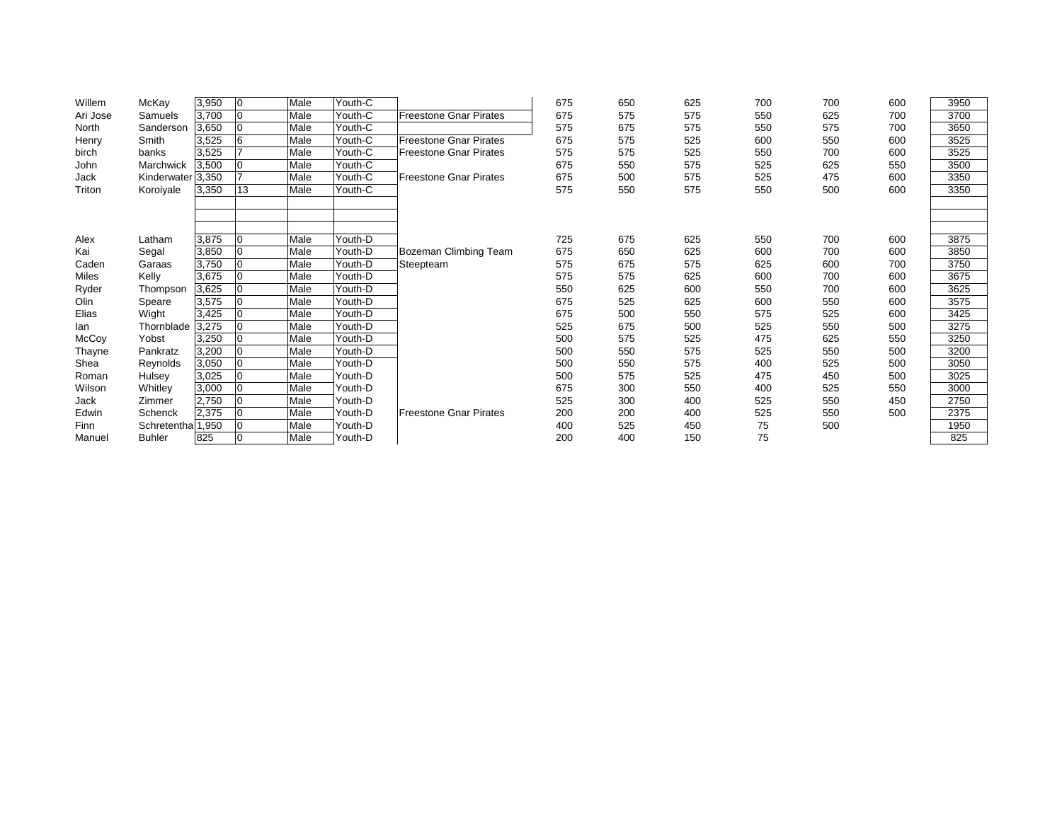| | | | | | | | | | | | | | | |
|---|---|---|---|---|---|---|---|---|---|---|---|---|---|---|
| Willem | McKay | 3,950 | 0 | Male | Youth-C | | 675 | 650 | 625 | 700 | 700 | 600 | 3950 |
| Ari Jose | Samuels | 3,700 | 0 | Male | Youth-C | Freestone Gnar Pirates | 675 | 575 | 575 | 550 | 625 | 700 | 3700 |
| North | Sanderson | 3,650 | 0 | Male | Youth-C | | 575 | 675 | 575 | 550 | 575 | 700 | 3650 |
| Henry | Smith | 3,525 | 6 | Male | Youth-C | Freestone Gnar Pirates | 675 | 575 | 525 | 600 | 550 | 600 | 3525 |
| birch | banks | 3,525 | 7 | Male | Youth-C | Freestone Gnar Pirates | 575 | 575 | 525 | 550 | 700 | 600 | 3525 |
| John | Marchwick | 3,500 | 0 | Male | Youth-C | | 675 | 550 | 575 | 525 | 625 | 550 | 3500 |
| Jack | Kinderwater | 3,350 | 7 | Male | Youth-C | Freestone Gnar Pirates | 675 | 500 | 575 | 525 | 475 | 600 | 3350 |
| Triton | Koroiyale | 3,350 | 13 | Male | Youth-C | | 575 | 550 | 575 | 550 | 500 | 600 | 3350 |
| | | | | | | | | | | | | | |
| | | | | | | | | | | | | | |
| | | | | | | | | | | | | | |
| Alex | Latham | 3,875 | 0 | Male | Youth-D | | 725 | 675 | 625 | 550 | 700 | 600 | 3875 |
| Kai | Segal | 3,850 | 0 | Male | Youth-D | Bozeman Climbing Team | 675 | 650 | 625 | 600 | 700 | 600 | 3850 |
| Caden | Garaas | 3,750 | 0 | Male | Youth-D | Steepteam | 575 | 675 | 575 | 625 | 600 | 700 | 3750 |
| Miles | Kelly | 3,675 | 0 | Male | Youth-D | | 575 | 575 | 625 | 600 | 700 | 600 | 3675 |
| Ryder | Thompson | 3,625 | 0 | Male | Youth-D | | 550 | 625 | 600 | 550 | 700 | 600 | 3625 |
| Olin | Speare | 3,575 | 0 | Male | Youth-D | | 675 | 525 | 625 | 600 | 550 | 600 | 3575 |
| Elias | Wight | 3,425 | 0 | Male | Youth-D | | 675 | 500 | 550 | 575 | 525 | 600 | 3425 |
| Ian | Thornblade | 3,275 | 0 | Male | Youth-D | | 525 | 675 | 500 | 525 | 550 | 500 | 3275 |
| McCoy | Yobst | 3,250 | 0 | Male | Youth-D | | 500 | 575 | 525 | 475 | 625 | 550 | 3250 |
| Thayne | Pankratz | 3,200 | 0 | Male | Youth-D | | 500 | 550 | 575 | 525 | 550 | 500 | 3200 |
| Shea | Reynolds | 3,050 | 0 | Male | Youth-D | | 500 | 550 | 575 | 400 | 525 | 500 | 3050 |
| Roman | Hulsey | 3,025 | 0 | Male | Youth-D | | 500 | 575 | 525 | 475 | 450 | 500 | 3025 |
| Wilson | Whitley | 3,000 | 0 | Male | Youth-D | | 675 | 300 | 550 | 400 | 525 | 550 | 3000 |
| Jack | Zimmer | 2,750 | 0 | Male | Youth-D | | 525 | 300 | 400 | 525 | 550 | 450 | 2750 |
| Edwin | Schenck | 2,375 | 0 | Male | Youth-D | Freestone Gnar Pirates | 200 | 200 | 400 | 525 | 550 | 500 | 2375 |
| Finn | Schretentha | 1,950 | 0 | Male | Youth-D | | 400 | 525 | 450 | 75 | 500 | | 1950 |
| Manuel | Buhler | 825 | 0 | Male | Youth-D | | 200 | 400 | 150 | 75 | | | 825 |